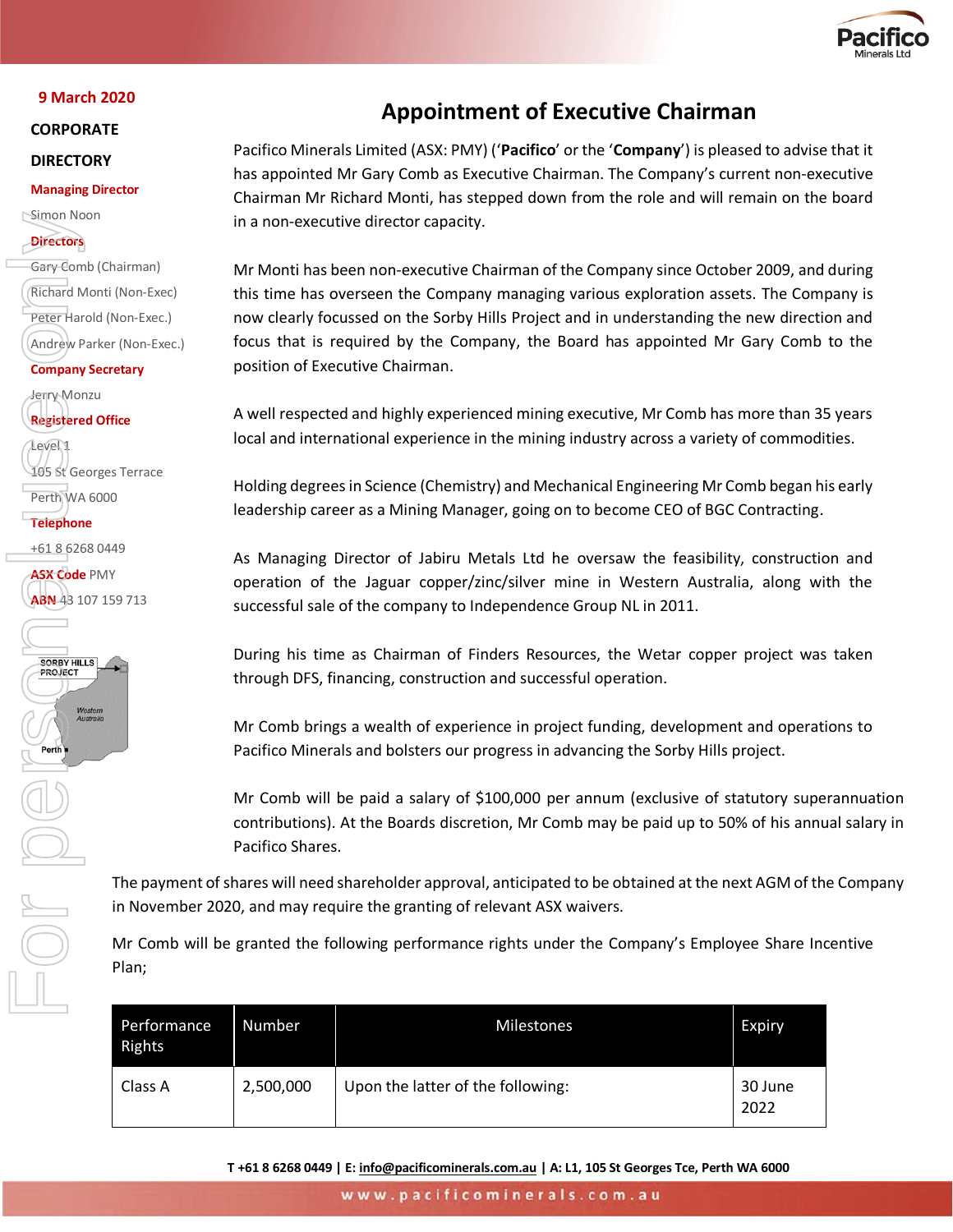9 March 2020

**CORPORATE DIRECTORY**

**Managing Director**
Simon Noon

**Directors**
Gary Comb (Chairman)
Richard Monti (Non-Exec)
Peter Harold (Non-Exec.)
Andrew Parker (Non-Exec.)

**Company Secretary**
Jerry Monzu

**Registered Office**
Level 1
105 St Georges Terrace
Perth WA 6000

**Telephone**
+61 8 6268 0449

**ASX Code** PMY

**ABN** 43 107 159 713

# Appointment of Executive Chairman

Pacifico Minerals Limited (ASX: PMY) ('**Pacifico**' or the '**Company**') is pleased to advise that it has appointed Mr Gary Comb as Executive Chairman. The Company's current non-executive Chairman Mr Richard Monti, has stepped down from the role and will remain on the board in a non-executive director capacity.

Mr Monti has been non-executive Chairman of the Company since October 2009, and during this time has overseen the Company managing various exploration assets. The Company is now clearly focussed on the Sorby Hills Project and in understanding the new direction and focus that is required by the Company, the Board has appointed Mr Gary Comb to the position of Executive Chairman.

A well respected and highly experienced mining executive, Mr Comb has more than 35 years local and international experience in the mining industry across a variety of commodities.

Holding degrees in Science (Chemistry) and Mechanical Engineering Mr Comb began his early leadership career as a Mining Manager, going on to become CEO of BGC Contracting.

As Managing Director of Jabiru Metals Ltd he oversaw the feasibility, construction and operation of the Jaguar copper/zinc/silver mine in Western Australia, along with the successful sale of the company to Independence Group NL in 2011.

During his time as Chairman of Finders Resources, the Wetar copper project was taken through DFS, financing, construction and successful operation.

Mr Comb brings a wealth of experience in project funding, development and operations to Pacifico Minerals and bolsters our progress in advancing the Sorby Hills project.

Mr Comb will be paid a salary of $100,000 per annum (exclusive of statutory superannuation contributions). At the Boards discretion, Mr Comb may be paid up to 50% of his annual salary in Pacifico Shares.

The payment of shares will need shareholder approval, anticipated to be obtained at the next AGM of the Company in November 2020, and may require the granting of relevant ASX waivers.

Mr Comb will be granted the following performance rights under the Company's Employee Share Incentive Plan;

| Performance Rights | Number | Milestones | Expiry |
|---|---|---|---|
| Class A | 2,500,000 | Upon the latter of the following: | 30 June 2022 |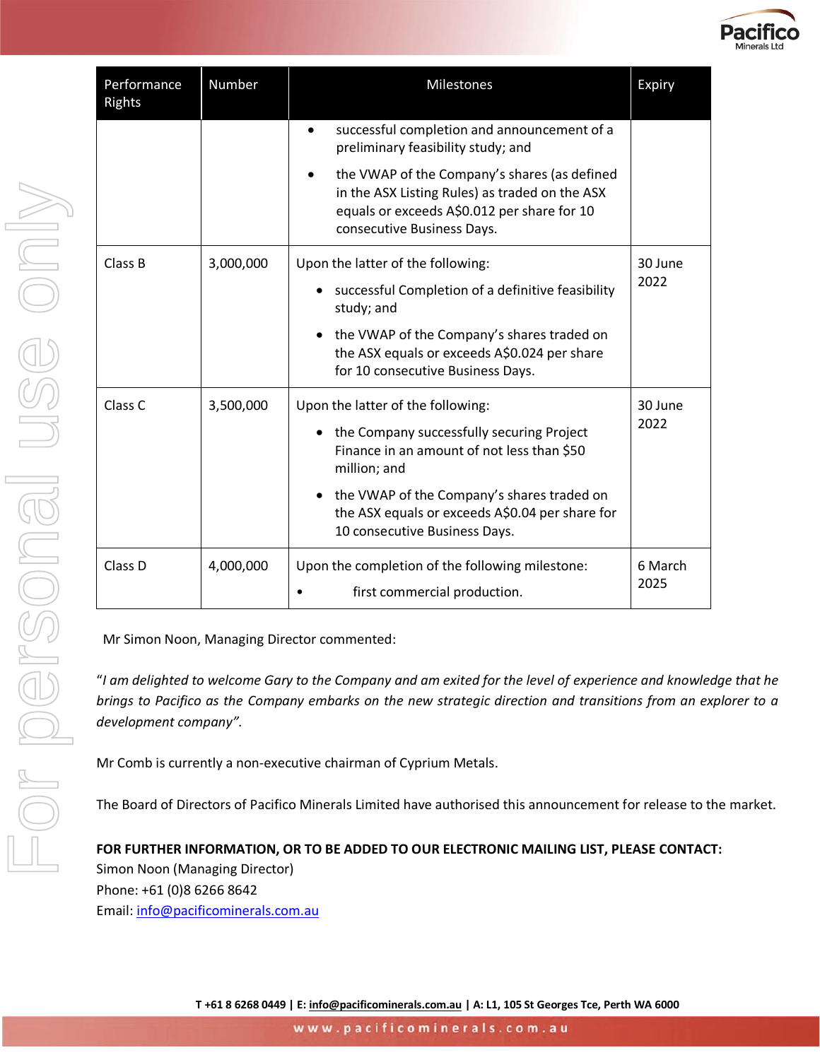| Performance Rights | Number | Milestones | Expiry |
|---|---|---|---|
| | | • successful completion and announcement of a preliminary feasibility study; and<br>• the VWAP of the Company's shares (as defined in the ASX Listing Rules) as traded on the ASX equals or exceeds A$0.012 per share for 10 consecutive Business Days. | |
| Class B | 3,000,000 | Upon the latter of the following:<br>• successful Completion of a definitive feasibility study; and<br>• the VWAP of the Company's shares traded on the ASX equals or exceeds A$0.024 per share for 10 consecutive Business Days. | 30 June 2022 |
| Class C | 3,500,000 | Upon the latter of the following:<br>• the Company successfully securing Project Finance in an amount of not less than $50 million; and<br>• the VWAP of the Company's shares traded on the ASX equals or exceeds A$0.04 per share for 10 consecutive Business Days. | 30 June 2022 |
| Class D | 4,000,000 | Upon the completion of the following milestone:<br>• first commercial production. | 6 March 2025 |

Mr Simon Noon, Managing Director commented:

"*I am delighted to welcome Gary to the Company and am exited for the level of experience and knowledge that he brings to Pacifico as the Company embarks on the new strategic direction and transitions from an explorer to a development company".*

Mr Comb is currently a non-executive chairman of Cyprium Metals.

The Board of Directors of Pacifico Minerals Limited have authorised this announcement for release to the market.

**FOR FURTHER INFORMATION, OR TO BE ADDED TO OUR ELECTRONIC MAILING LIST, PLEASE CONTACT:**
Simon Noon (Managing Director)
Phone: +61 (0)8 6266 8642
Email: info@pacificominerals.com.au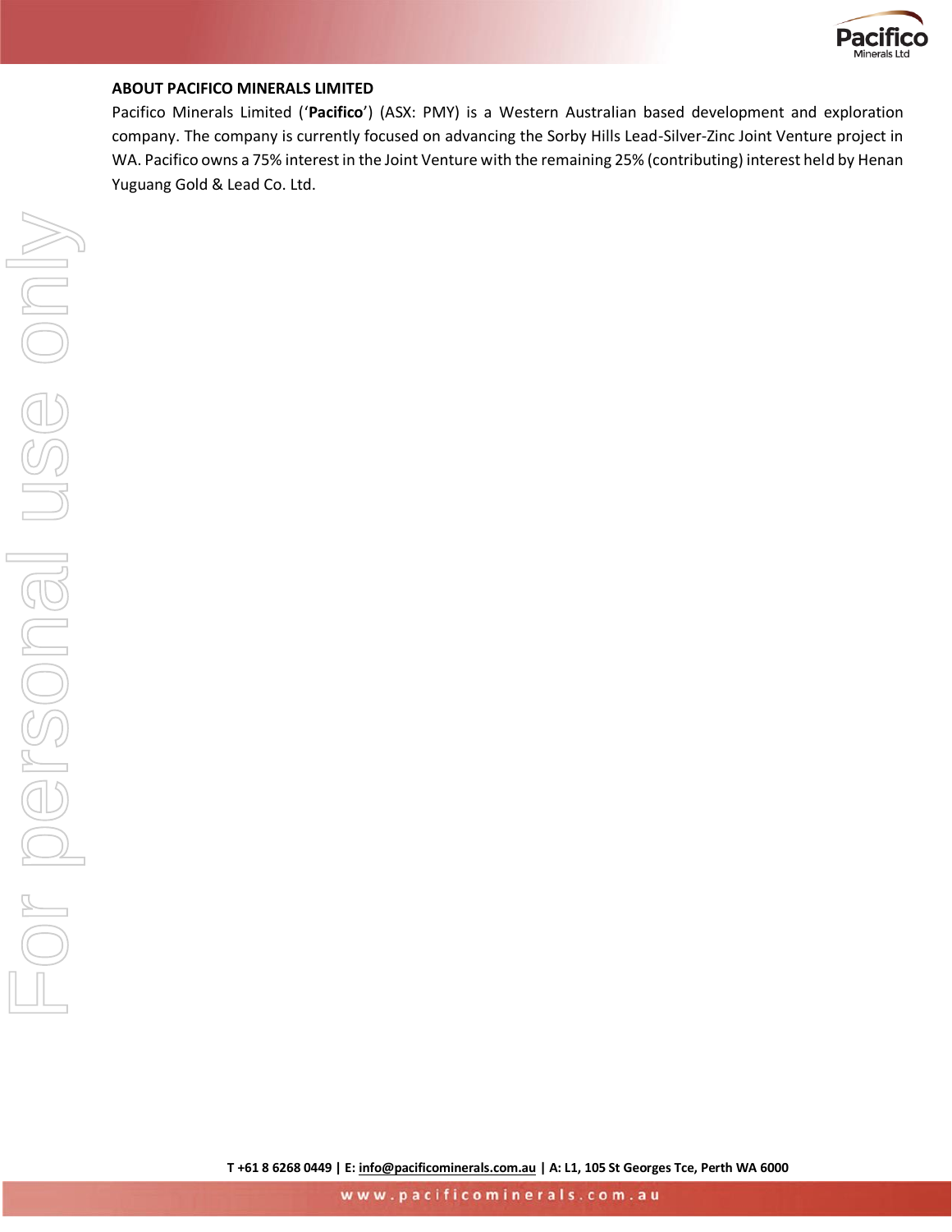**ABOUT PACIFICO MINERALS LIMITED**

Pacifico Minerals Limited (‘**Pacifico**’) (ASX: PMY) is a Western Australian based development and exploration company. The company is currently focused on advancing the Sorby Hills Lead-Silver-Zinc Joint Venture project in WA. Pacifico owns a 75% interest in the Joint Venture with the remaining 25% (contributing) interest held by Henan Yuguang Gold & Lead Co. Ltd.